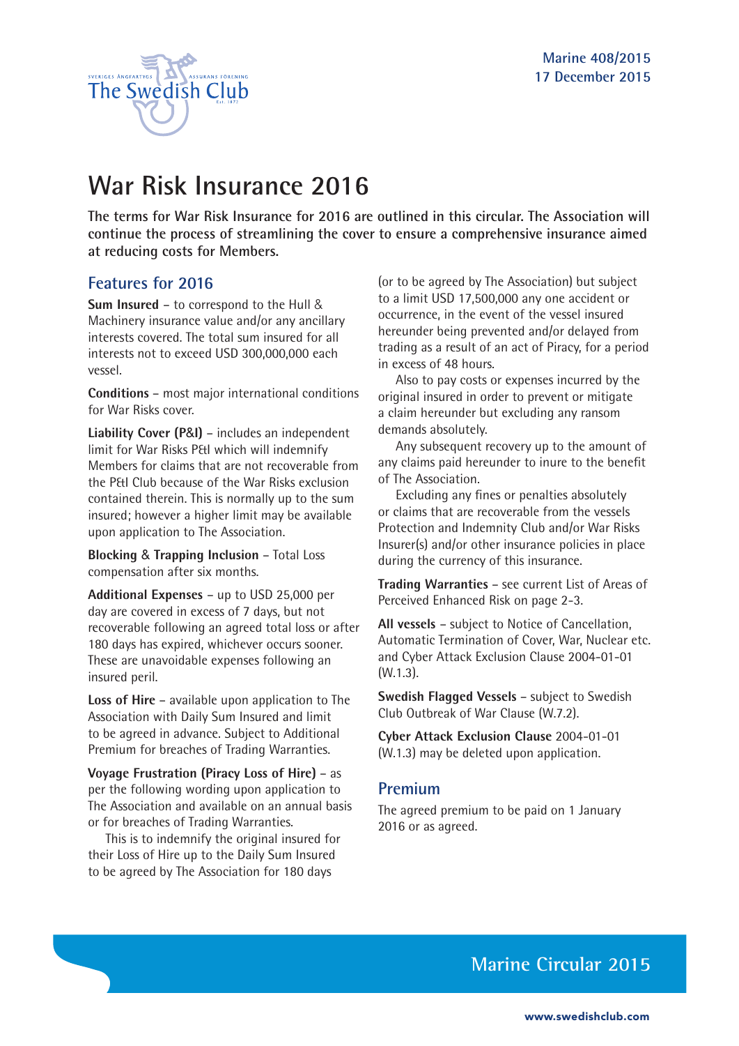Marine 408/2015
17 December 2015

# War Risk Insurance 2016

**The terms for War Risk Insurance for 2016 are outlined in this circular. The Association will continue the process of streamlining the cover to ensure a comprehensive insurance aimed at reducing costs for Members.**

## Features for 2016

**Sum Insured** – to correspond to the Hull & Machinery insurance value and/or any ancillary interests covered. The total sum insured for all interests not to exceed USD 300,000,000 each vessel.

**Conditions** – most major international conditions for War Risks cover.

**Liability Cover (P&I)** – includes an independent limit for War Risks P&I which will indemnify Members for claims that are not recoverable from the P&I Club because of the War Risks exclusion contained therein. This is normally up to the sum insured; however a higher limit may be available upon application to The Association.

**Blocking & Trapping Inclusion** – Total Loss compensation after six months.

**Additional Expenses** – up to USD 25,000 per day are covered in excess of 7 days, but not recoverable following an agreed total loss or after 180 days has expired, whichever occurs sooner. These are unavoidable expenses following an insured peril.

**Loss of Hire** – available upon application to The Association with Daily Sum Insured and limit to be agreed in advance. Subject to Additional Premium for breaches of Trading Warranties.

**Voyage Frustration (Piracy Loss of Hire)** – as per the following wording upon application to The Association and available on an annual basis or for breaches of Trading Warranties.

This is to indemnify the original insured for their Loss of Hire up to the Daily Sum Insured to be agreed by The Association for 180 days (or to be agreed by The Association) but subject to a limit USD 17,500,000 any one accident or occurrence, in the event of the vessel insured hereunder being prevented and/or delayed from trading as a result of an act of Piracy, for a period in excess of 48 hours.

Also to pay costs or expenses incurred by the original insured in order to prevent or mitigate a claim hereunder but excluding any ransom demands absolutely.

Any subsequent recovery up to the amount of any claims paid hereunder to inure to the benefit of The Association.

Excluding any fines or penalties absolutely or claims that are recoverable from the vessels Protection and Indemnity Club and/or War Risks Insurer(s) and/or other insurance policies in place during the currency of this insurance.

**Trading Warranties** – see current List of Areas of Perceived Enhanced Risk on page 2-3.

**All vessels** – subject to Notice of Cancellation, Automatic Termination of Cover, War, Nuclear etc. and Cyber Attack Exclusion Clause 2004-01-01 (W.1.3).

**Swedish Flagged Vessels** – subject to Swedish Club Outbreak of War Clause (W.7.2).

**Cyber Attack Exclusion Clause** 2004-01-01 (W.1.3) may be deleted upon application.

## Premium

The agreed premium to be paid on 1 January 2016 or as agreed.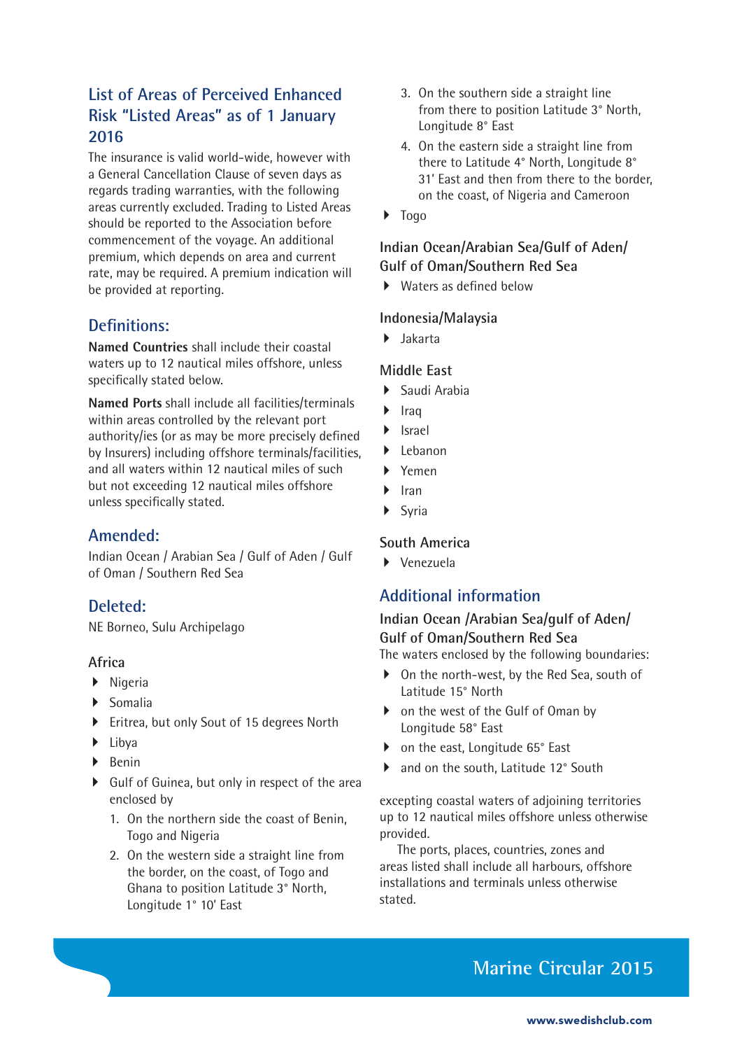## List of Areas of Perceived Enhanced Risk "Listed Areas" as of 1 January 2016

The insurance is valid world-wide, however with a General Cancellation Clause of seven days as regards trading warranties, with the following areas currently excluded. Trading to Listed Areas should be reported to the Association before commencement of the voyage. An additional premium, which depends on area and current rate, may be required. A premium indication will be provided at reporting.

## Definitions:

**Named Countries** shall include their coastal waters up to 12 nautical miles offshore, unless specifically stated below.

**Named Ports** shall include all facilities/terminals within areas controlled by the relevant port authority/ies (or as may be more precisely defined by Insurers) including offshore terminals/facilities, and all waters within 12 nautical miles of such but not exceeding 12 nautical miles offshore unless specifically stated.

## Amended:

Indian Ocean / Arabian Sea / Gulf of Aden / Gulf of Oman / Southern Red Sea

## Deleted:

NE Borneo, Sulu Archipelago

### Africa

- Nigeria
- Somalia
- Eritrea, but only Sout of 15 degrees North
- Libya
- Benin
- Gulf of Guinea, but only in respect of the area enclosed by
  1. On the northern side the coast of Benin, Togo and Nigeria
  2. On the western side a straight line from the border, on the coast, of Togo and Ghana to position Latitude 3° North, Longitude 1° 10' East
  3. On the southern side a straight line from there to position Latitude 3° North, Longitude 8° East
  4. On the eastern side a straight line from there to Latitude 4° North, Longitude 8° 31' East and then from there to the border, on the coast, of Nigeria and Cameroon
- Togo

### Indian Ocean/Arabian Sea/Gulf of Aden/ Gulf of Oman/Southern Red Sea

- Waters as defined below

### Indonesia/Malaysia

- Jakarta

### Middle East

- Saudi Arabia
- Iraq
- Israel
- Lebanon
- Yemen
- Iran
- Syria

### South America

- Venezuela

## Additional information

### Indian Ocean /Arabian Sea/gulf of Aden/ Gulf of Oman/Southern Red Sea

The waters enclosed by the following boundaries:

- On the north-west, by the Red Sea, south of Latitude 15° North
- on the west of the Gulf of Oman by Longitude 58° East
- on the east, Longitude 65° East
- and on the south, Latitude 12° South

excepting coastal waters of adjoining territories up to 12 nautical miles offshore unless otherwise provided.

The ports, places, countries, zones and areas listed shall include all harbours, offshore installations and terminals unless otherwise stated.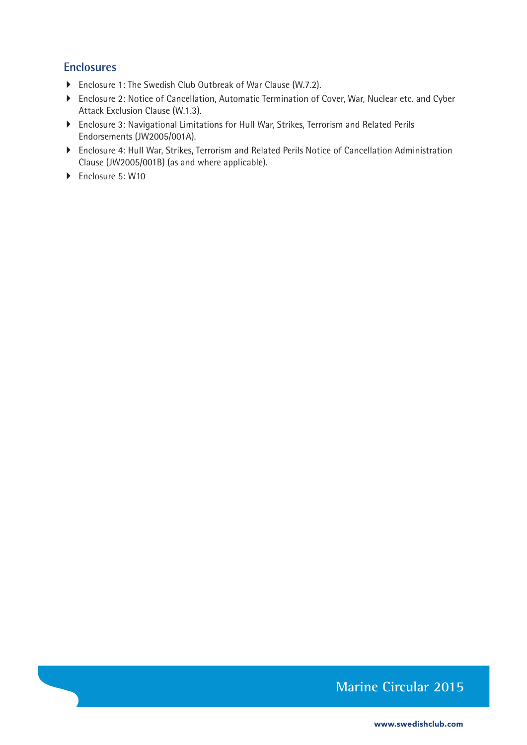## Enclosures

- Enclosure 1: The Swedish Club Outbreak of War Clause (W.7.2).
- Enclosure 2: Notice of Cancellation, Automatic Termination of Cover, War, Nuclear etc. and Cyber Attack Exclusion Clause (W.1.3).
- Enclosure 3: Navigational Limitations for Hull War, Strikes, Terrorism and Related Perils Endorsements (JW2005/001A).
- Enclosure 4: Hull War, Strikes, Terrorism and Related Perils Notice of Cancellation Administration Clause (JW2005/001B) (as and where applicable).
- Enclosure 5: W10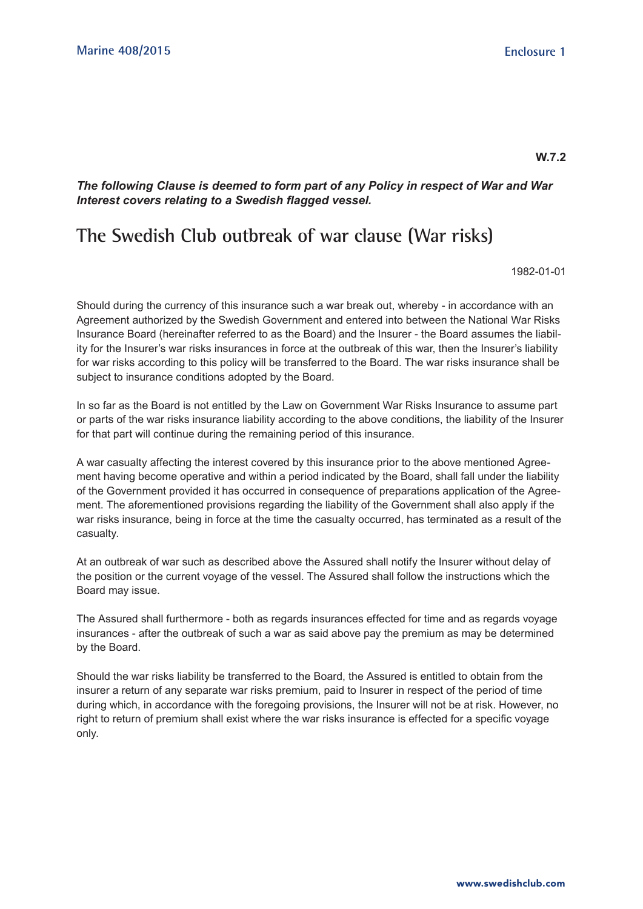**W.7.2**

***The following Clause is deemed to form part of any Policy in respect of War and War Interest covers relating to a Swedish flagged vessel.***

# The Swedish Club outbreak of war clause (War risks)

1982-01-01

Should during the currency of this insurance such a war break out, whereby - in accordance with an Agreement authorized by the Swedish Government and entered into between the National War Risks Insurance Board (hereinafter referred to as the Board) and the Insurer - the Board assumes the liability for the Insurer's war risks insurances in force at the outbreak of this war, then the Insurer's liability for war risks according to this policy will be transferred to the Board. The war risks insurance shall be subject to insurance conditions adopted by the Board.

In so far as the Board is not entitled by the Law on Government War Risks Insurance to assume part or parts of the war risks insurance liability according to the above conditions, the liability of the Insurer for that part will continue during the remaining period of this insurance.

A war casualty affecting the interest covered by this insurance prior to the above mentioned Agreement having become operative and within a period indicated by the Board, shall fall under the liability of the Government provided it has occurred in consequence of preparations application of the Agreement. The aforementioned provisions regarding the liability of the Government shall also apply if the war risks insurance, being in force at the time the casualty occurred, has terminated as a result of the casualty.

At an outbreak of war such as described above the Assured shall notify the Insurer without delay of the position or the current voyage of the vessel. The Assured shall follow the instructions which the Board may issue.

The Assured shall furthermore - both as regards insurances effected for time and as regards voyage insurances - after the outbreak of such a war as said above pay the premium as may be determined by the Board.

Should the war risks liability be transferred to the Board, the Assured is entitled to obtain from the insurer a return of any separate war risks premium, paid to Insurer in respect of the period of time during which, in accordance with the foregoing provisions, the Insurer will not be at risk. However, no right to return of premium shall exist where the war risks insurance is effected for a specific voyage only.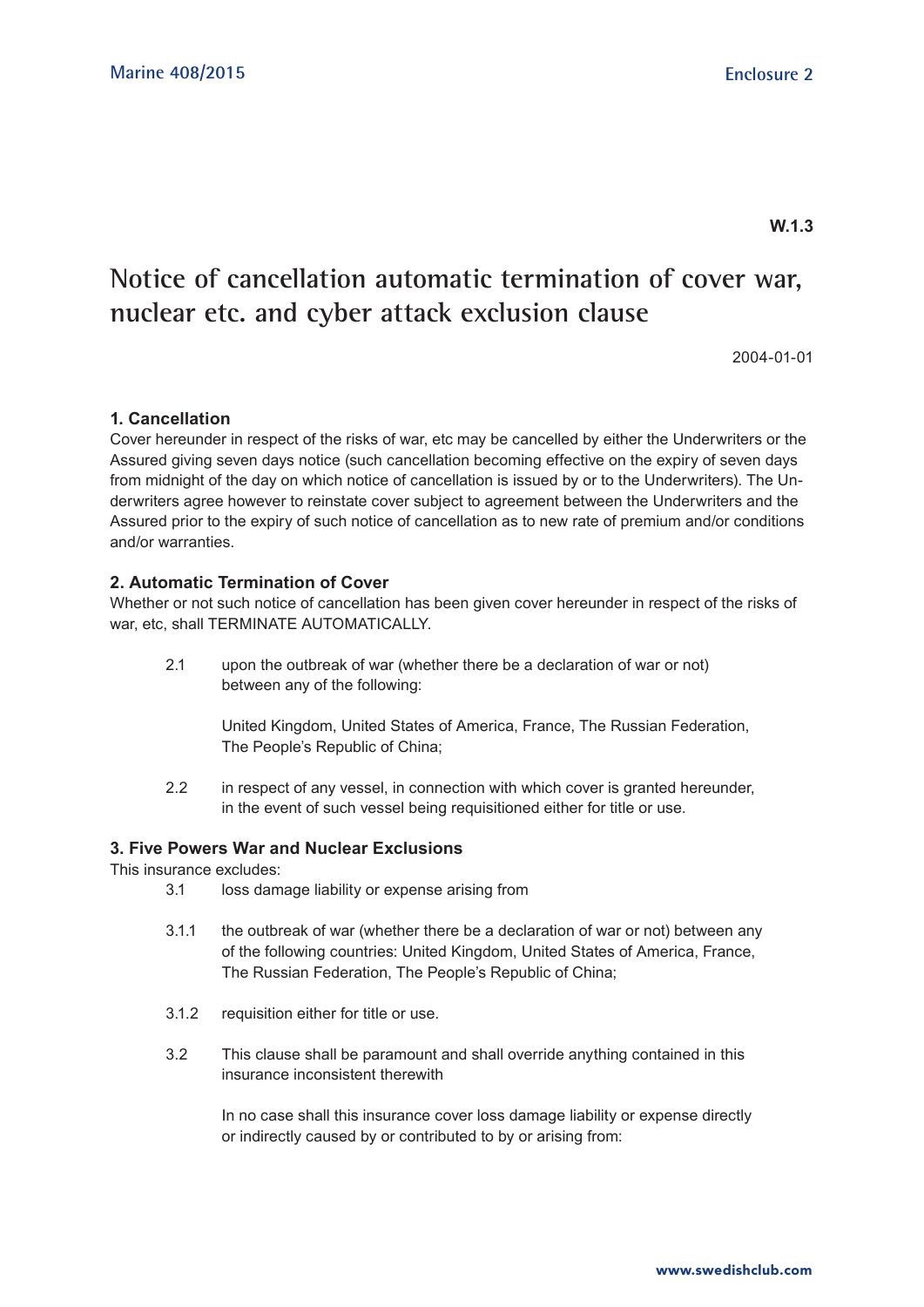**W.1.3**

# Notice of cancellation automatic termination of cover war, nuclear etc. and cyber attack exclusion clause

2004-01-01

### 1. Cancellation

Cover hereunder in respect of the risks of war, etc may be cancelled by either the Underwriters or the Assured giving seven days notice (such cancellation becoming effective on the expiry of seven days from midnight of the day on which notice of cancellation is issued by or to the Underwriters). The Underwriters agree however to reinstate cover subject to agreement between the Underwriters and the Assured prior to the expiry of such notice of cancellation as to new rate of premium and/or conditions and/or warranties.

### 2. Automatic Termination of Cover

Whether or not such notice of cancellation has been given cover hereunder in respect of the risks of war, etc, shall TERMINATE AUTOMATICALLY.

2.1 upon the outbreak of war (whether there be a declaration of war or not) between any of the following:

United Kingdom, United States of America, France, The Russian Federation, The People's Republic of China;

2.2 in respect of any vessel, in connection with which cover is granted hereunder, in the event of such vessel being requisitioned either for title or use.

### 3. Five Powers War and Nuclear Exclusions

This insurance excludes:

3.1 loss damage liability or expense arising from

3.1.1 the outbreak of war (whether there be a declaration of war or not) between any of the following countries: United Kingdom, United States of America, France, The Russian Federation, The People's Republic of China;

3.1.2 requisition either for title or use.

3.2 This clause shall be paramount and shall override anything contained in this insurance inconsistent therewith

In no case shall this insurance cover loss damage liability or expense directly or indirectly caused by or contributed to by or arising from: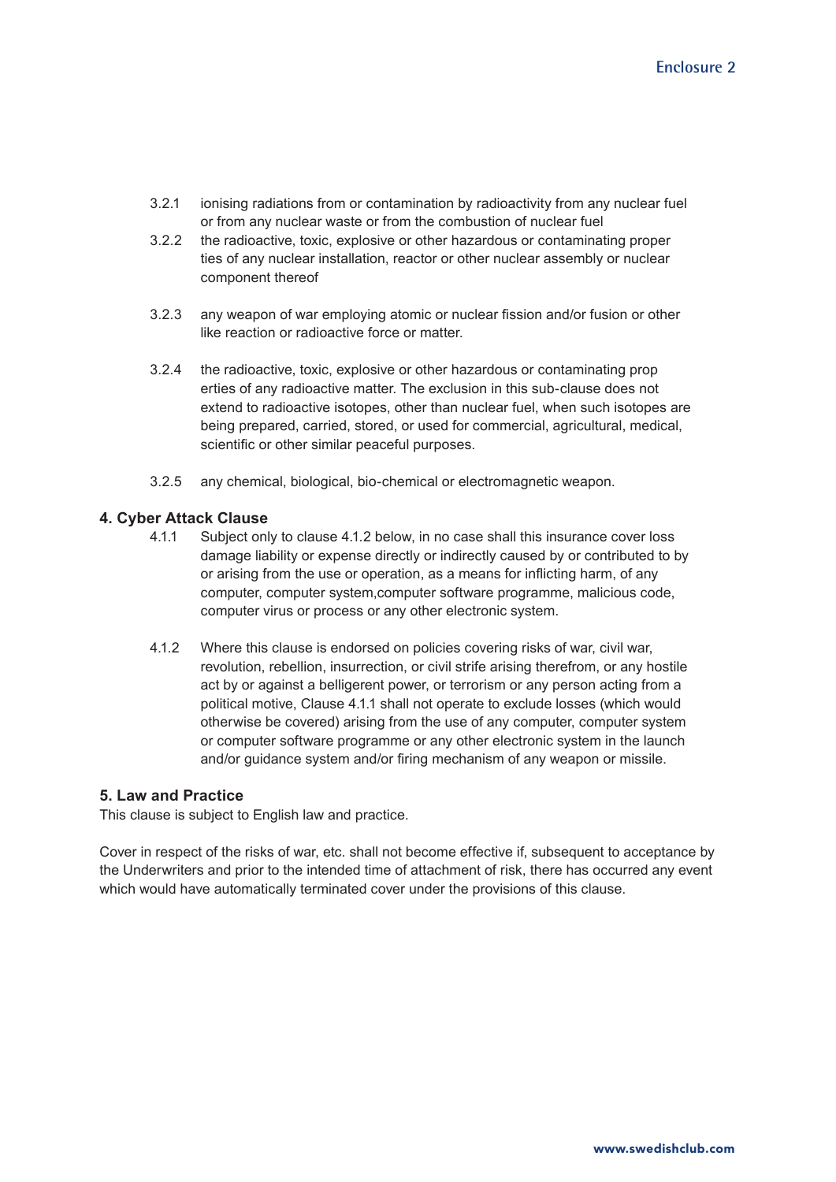3.2.1 ionising radiations from or contamination by radioactivity from any nuclear fuel or from any nuclear waste or from the combustion of nuclear fuel

3.2.2 the radioactive, toxic, explosive or other hazardous or contaminating proper ties of any nuclear installation, reactor or other nuclear assembly or nuclear component thereof

3.2.3 any weapon of war employing atomic or nuclear fission and/or fusion or other like reaction or radioactive force or matter.

3.2.4 the radioactive, toxic, explosive or other hazardous or contaminating prop erties of any radioactive matter. The exclusion in this sub-clause does not extend to radioactive isotopes, other than nuclear fuel, when such isotopes are being prepared, carried, stored, or used for commercial, agricultural, medical, scientific or other similar peaceful purposes.

3.2.5 any chemical, biological, bio-chemical or electromagnetic weapon.

### 4. Cyber Attack Clause

4.1.1 Subject only to clause 4.1.2 below, in no case shall this insurance cover loss damage liability or expense directly or indirectly caused by or contributed to by or arising from the use or operation, as a means for inflicting harm, of any computer, computer system,computer software programme, malicious code, computer virus or process or any other electronic system.

4.1.2 Where this clause is endorsed on policies covering risks of war, civil war, revolution, rebellion, insurrection, or civil strife arising therefrom, or any hostile act by or against a belligerent power, or terrorism or any person acting from a political motive, Clause 4.1.1 shall not operate to exclude losses (which would otherwise be covered) arising from the use of any computer, computer system or computer software programme or any other electronic system in the launch and/or guidance system and/or firing mechanism of any weapon or missile.

### 5. Law and Practice

This clause is subject to English law and practice.

Cover in respect of the risks of war, etc. shall not become effective if, subsequent to acceptance by the Underwriters and prior to the intended time of attachment of risk, there has occurred any event which would have automatically terminated cover under the provisions of this clause.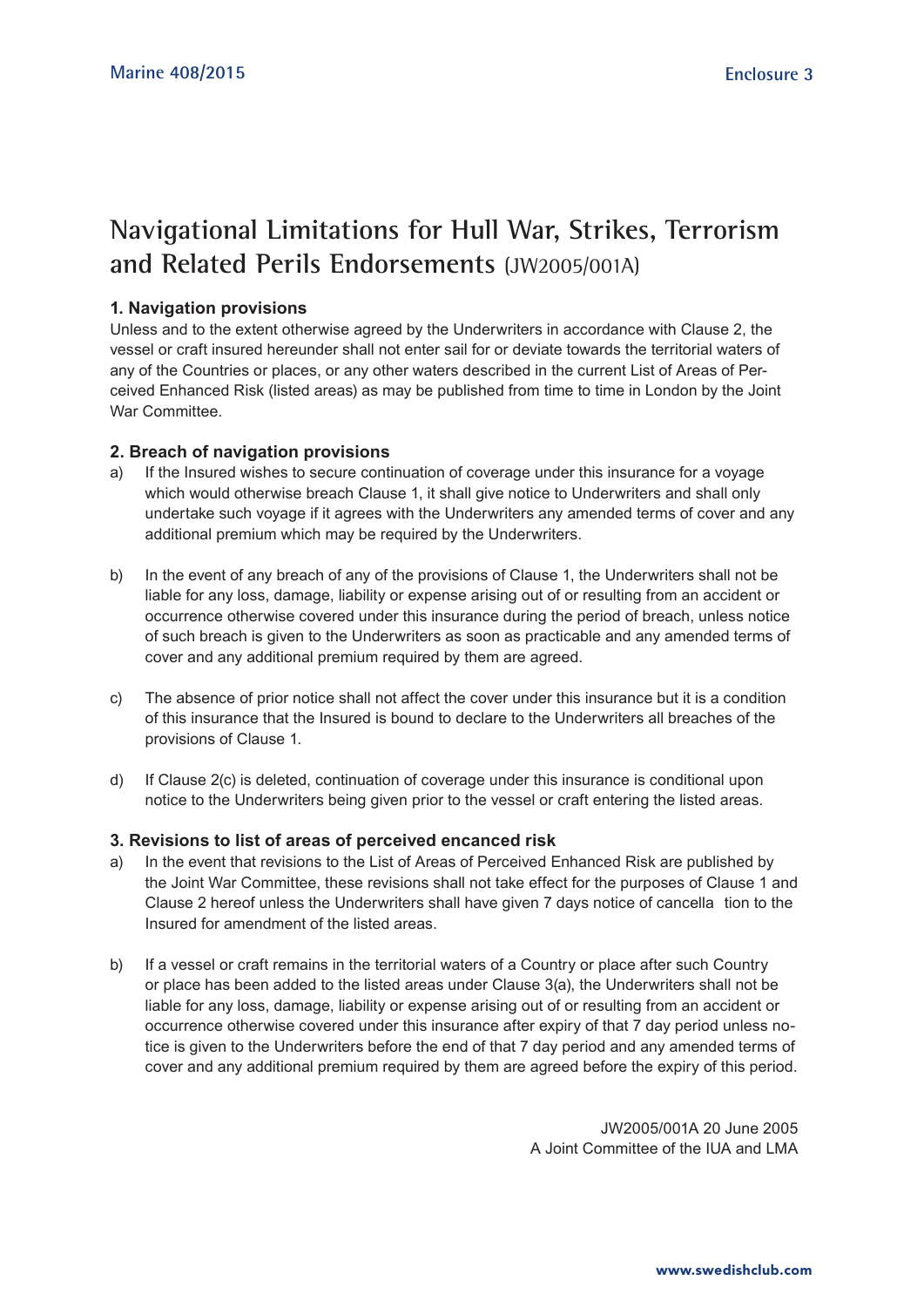# Navigational Limitations for Hull War, Strikes, Terrorism and Related Perils Endorsements (JW2005/001A)

### 1. Navigation provisions

Unless and to the extent otherwise agreed by the Underwriters in accordance with Clause 2, the vessel or craft insured hereunder shall not enter sail for or deviate towards the territorial waters of any of the Countries or places, or any other waters described in the current List of Areas of Perceived Enhanced Risk (listed areas) as may be published from time to time in London by the Joint War Committee.

### 2. Breach of navigation provisions

a) If the Insured wishes to secure continuation of coverage under this insurance for a voyage which would otherwise breach Clause 1, it shall give notice to Underwriters and shall only undertake such voyage if it agrees with the Underwriters any amended terms of cover and any additional premium which may be required by the Underwriters.

b) In the event of any breach of any of the provisions of Clause 1, the Underwriters shall not be liable for any loss, damage, liability or expense arising out of or resulting from an accident or occurrence otherwise covered under this insurance during the period of breach, unless notice of such breach is given to the Underwriters as soon as practicable and any amended terms of cover and any additional premium required by them are agreed.

c) The absence of prior notice shall not affect the cover under this insurance but it is a condition of this insurance that the Insured is bound to declare to the Underwriters all breaches of the provisions of Clause 1.

d) If Clause 2(c) is deleted, continuation of coverage under this insurance is conditional upon notice to the Underwriters being given prior to the vessel or craft entering the listed areas.

### 3. Revisions to list of areas of perceived encanced risk

a) In the event that revisions to the List of Areas of Perceived Enhanced Risk are published by the Joint War Committee, these revisions shall not take effect for the purposes of Clause 1 and Clause 2 hereof unless the Underwriters shall have given 7 days notice of cancellation to the Insured for amendment of the listed areas.

b) If a vessel or craft remains in the territorial waters of a Country or place after such Country or place has been added to the listed areas under Clause 3(a), the Underwriters shall not be liable for any loss, damage, liability or expense arising out of or resulting from an accident or occurrence otherwise covered under this insurance after expiry of that 7 day period unless notice is given to the Underwriters before the end of that 7 day period and any amended terms of cover and any additional premium required by them are agreed before the expiry of this period.

JW2005/001A 20 June 2005
A Joint Committee of the IUA and LMA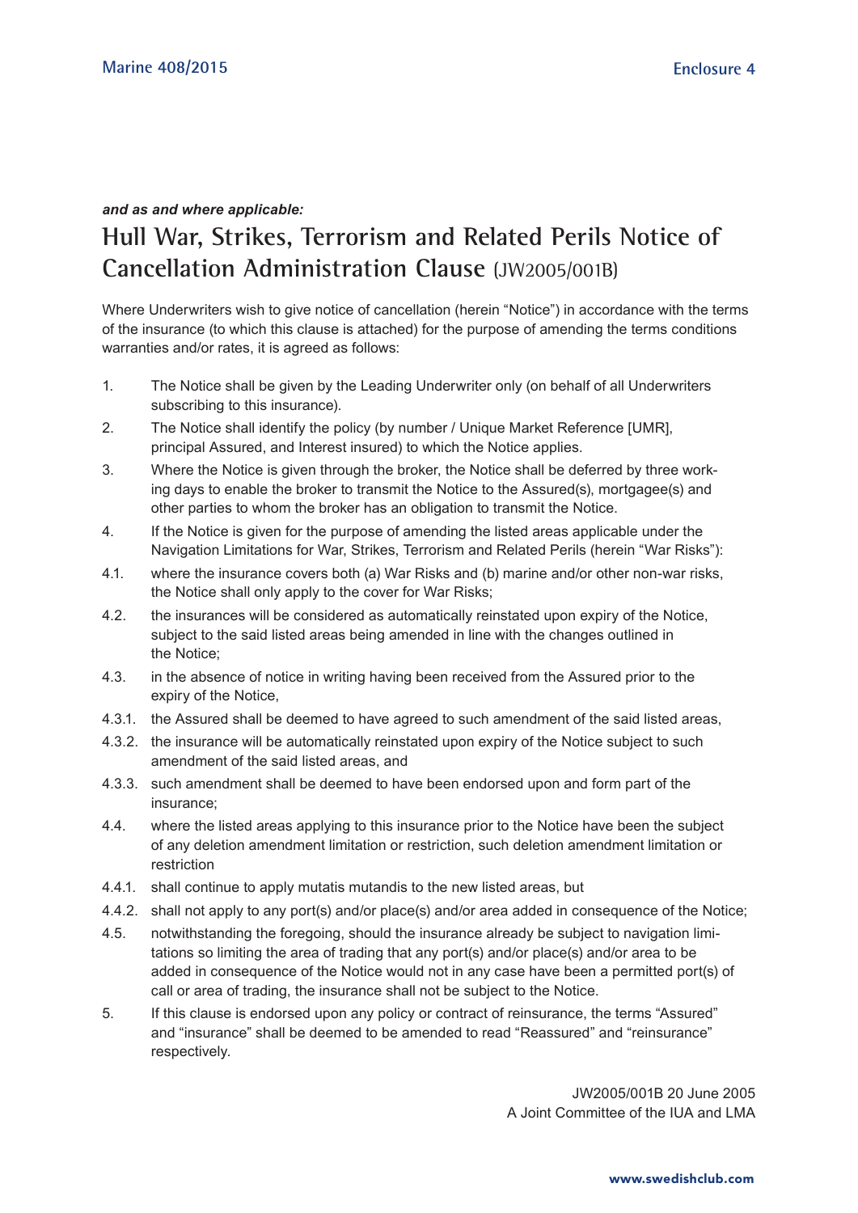***and as and where applicable:***

# Hull War, Strikes, Terrorism and Related Perils Notice of Cancellation Administration Clause (JW2005/001B)

Where Underwriters wish to give notice of cancellation (herein "Notice") in accordance with the terms of the insurance (to which this clause is attached) for the purpose of amending the terms conditions warranties and/or rates, it is agreed as follows:

1. The Notice shall be given by the Leading Underwriter only (on behalf of all Underwriters subscribing to this insurance).
2. The Notice shall identify the policy (by number / Unique Market Reference [UMR], principal Assured, and Interest insured) to which the Notice applies.
3. Where the Notice is given through the broker, the Notice shall be deferred by three working days to enable the broker to transmit the Notice to the Assured(s), mortgagee(s) and other parties to whom the broker has an obligation to transmit the Notice.
4. If the Notice is given for the purpose of amending the listed areas applicable under the Navigation Limitations for War, Strikes, Terrorism and Related Perils (herein "War Risks"):

4.1. where the insurance covers both (a) War Risks and (b) marine and/or other non-war risks, the Notice shall only apply to the cover for War Risks;

4.2. the insurances will be considered as automatically reinstated upon expiry of the Notice, subject to the said listed areas being amended in line with the changes outlined in the Notice;

4.3. in the absence of notice in writing having been received from the Assured prior to the expiry of the Notice,

4.3.1. the Assured shall be deemed to have agreed to such amendment of the said listed areas,

4.3.2. the insurance will be automatically reinstated upon expiry of the Notice subject to such amendment of the said listed areas, and

4.3.3. such amendment shall be deemed to have been endorsed upon and form part of the insurance;

4.4. where the listed areas applying to this insurance prior to the Notice have been the subject of any deletion amendment limitation or restriction, such deletion amendment limitation or restriction

4.4.1. shall continue to apply mutatis mutandis to the new listed areas, but

4.4.2. shall not apply to any port(s) and/or place(s) and/or area added in consequence of the Notice;

4.5. notwithstanding the foregoing, should the insurance already be subject to navigation limitations so limiting the area of trading that any port(s) and/or place(s) and/or area to be added in consequence of the Notice would not in any case have been a permitted port(s) of call or area of trading, the insurance shall not be subject to the Notice.

5. If this clause is endorsed upon any policy or contract of reinsurance, the terms "Assured" and "insurance" shall be deemed to be amended to read "Reassured" and "reinsurance" respectively.

JW2005/001B 20 June 2005
A Joint Committee of the IUA and LMA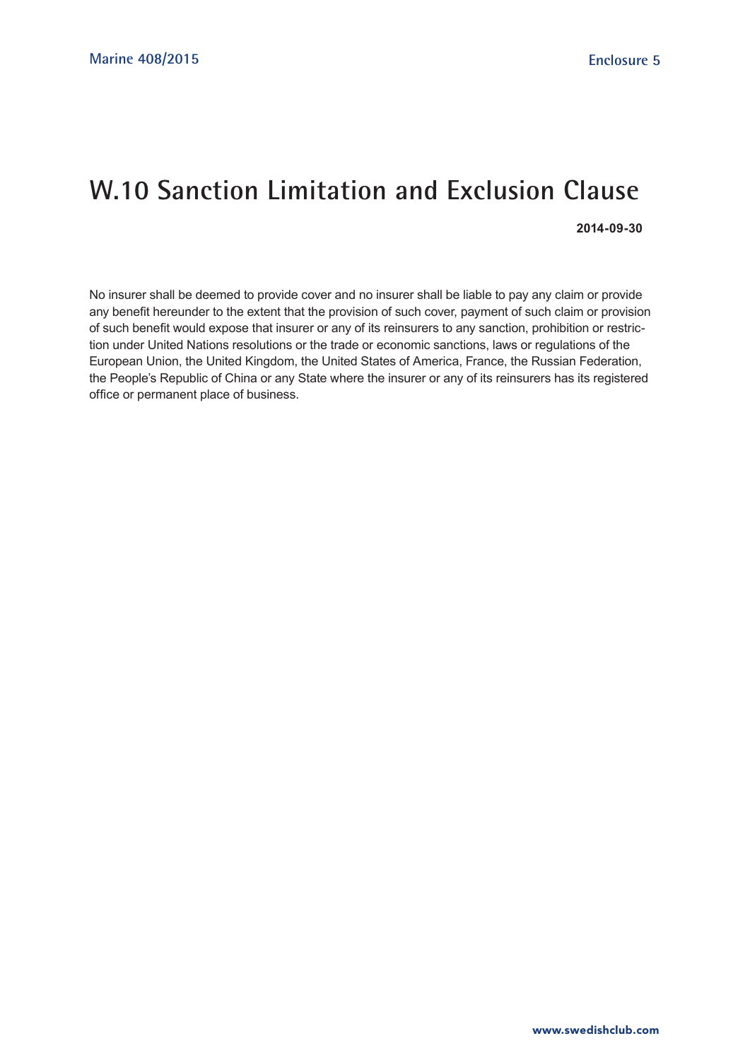# W.10 Sanction Limitation and Exclusion Clause

**2014-09-30**

No insurer shall be deemed to provide cover and no insurer shall be liable to pay any claim or provide any benefit hereunder to the extent that the provision of such cover, payment of such claim or provision of such benefit would expose that insurer or any of its reinsurers to any sanction, prohibition or restriction under United Nations resolutions or the trade or economic sanctions, laws or regulations of the European Union, the United Kingdom, the United States of America, France, the Russian Federation, the People's Republic of China or any State where the insurer or any of its reinsurers has its registered office or permanent place of business.